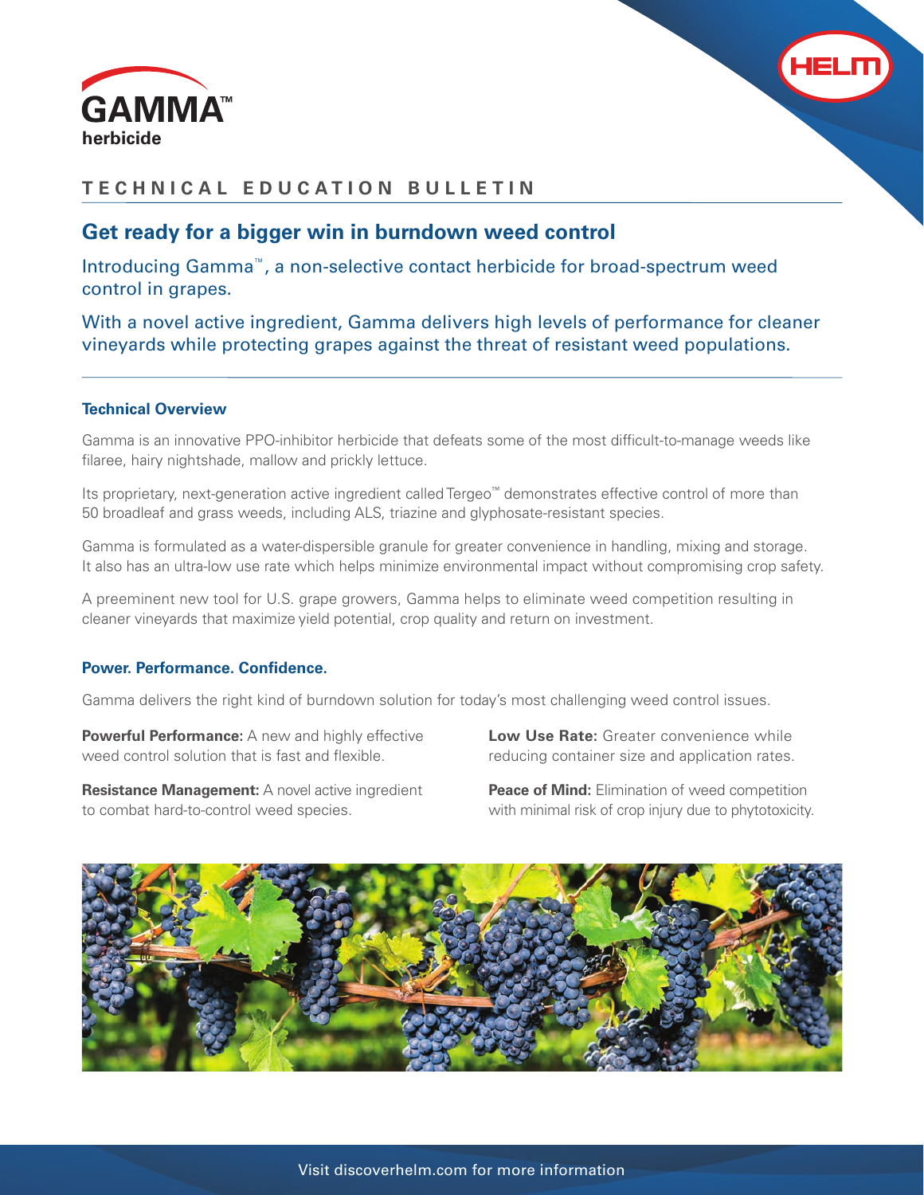# GAMMA™ herbicide

**TECHNICAL EDUCATION BULLETIN**

## Get ready for a bigger win in burndown weed control

Introducing Gamma™, a non-selective contact herbicide for broad-spectrum weed control in grapes.

With a novel active ingredient, Gamma delivers high levels of performance for cleaner vineyards while protecting grapes against the threat of resistant weed populations.

### Technical Overview

Gamma is an innovative PPO-inhibitor herbicide that defeats some of the most difficult-to-manage weeds like filaree, hairy nightshade, mallow and prickly lettuce.

Its proprietary, next-generation active ingredient called Tergeo™ demonstrates effective control of more than 50 broadleaf and grass weeds, including ALS, triazine and glyphosate-resistant species.

Gamma is formulated as a water-dispersible granule for greater convenience in handling, mixing and storage. It also has an ultra-low use rate which helps minimize environmental impact without compromising crop safety.

A preeminent new tool for U.S. grape growers, Gamma helps to eliminate weed competition resulting in cleaner vineyards that maximize yield potential, crop quality and return on investment.

### Power. Performance. Confidence.

Gamma delivers the right kind of burndown solution for today's most challenging weed control issues.

**Powerful Performance:** A new and highly effective weed control solution that is fast and flexible.

**Resistance Management:** A novel active ingredient to combat hard-to-control weed species.

**Low Use Rate:** Greater convenience while reducing container size and application rates.

**Peace of Mind:** Elimination of weed competition with minimal risk of crop injury due to phytotoxicity.

Visit discoverhelm.com for more information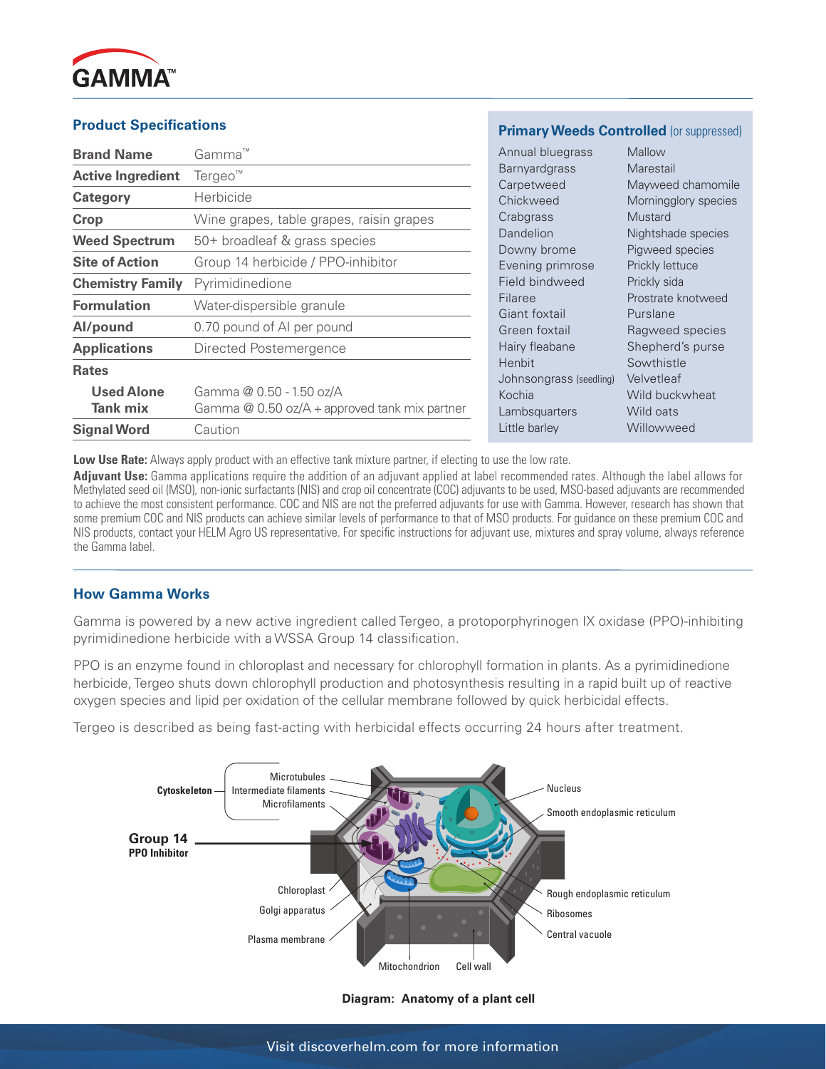GAMMA™

## Product Specifications

| | |
|---|---|
| **Brand Name** | Gamma™ |
| **Active Ingredient** | Tergeo™ |
| **Category** | Herbicide |
| **Crop** | Wine grapes, table grapes, raisin grapes |
| **Weed Spectrum** | 50+ broadleaf & grass species |
| **Site of Action** | Group 14 herbicide / PPO-inhibitor |
| **Chemistry Family** | Pyrimidinedione |
| **Formulation** | Water-dispersible granule |
| **AI/pound** | 0.70 pound of AI per pound |
| **Applications** | Directed Postemergence |
| **Rates** | |
| **Used Alone** | Gamma @ 0.50 - 1.50 oz/A |
| **Tank mix** | Gamma @ 0.50 oz/A + approved tank mix partner |
| **Signal Word** | Caution |

## Primary Weeds Controlled (or suppressed)

| | |
|---|---|
| Annual bluegrass | Mallow |
| Barnyardgrass | Marestail |
| Carpetweed | Mayweed chamomile |
| Chickweed | Morningglory species |
| Crabgrass | Mustard |
| Dandelion | Nightshade species |
| Downy brome | Pigweed species |
| Evening primrose | Prickly lettuce |
| Field bindweed | Prickly sida |
| Filaree | Prostrate knotweed |
| Giant foxtail | Purslane |
| Green foxtail | Ragweed species |
| Hairy fleabane | Shepherd's purse |
| Henbit | Sowthistle |
| Johnsongrass (seedling) | Velvetleaf |
| Kochia | Wild buckwheat |
| Lambsquarters | Wild oats |
| Little barley | Willowweed |

**Low Use Rate:** Always apply product with an effective tank mixture partner, if electing to use the low rate.

**Adjuvant Use:** Gamma applications require the addition of an adjuvant applied at label recommended rates. Although the label allows for Methylated seed oil (MSO), non-ionic surfactants (NIS) and crop oil concentrate (COC) adjuvants to be used, MSO-based adjuvants are recommended to achieve the most consistent performance. COC and NIS are not the preferred adjuvants for use with Gamma. However, research has shown that some premium COC and NIS products can achieve similar levels of performance to that of MSO products. For guidance on these premium COC and NIS products, contact your HELM Agro US representative. For specific instructions for adjuvant use, mixtures and spray volume, always reference the Gamma label.

## How Gamma Works

Gamma is powered by a new active ingredient called Tergeo, a protoporphyrinogen IX oxidase (PPO)-inhibiting pyrimidinedione herbicide with a WSSA Group 14 classification.

PPO is an enzyme found in chloroplast and necessary for chlorophyll formation in plants. As a pyrimidinedione herbicide, Tergeo shuts down chlorophyll production and photosynthesis resulting in a rapid built up of reactive oxygen species and lipid per oxidation of the cellular membrane followed by quick herbicidal effects.

Tergeo is described as being fast-acting with herbicidal effects occurring 24 hours after treatment.

Cytoskeleton: Microtubules, Intermediate filaments, Microfilaments

Group 14 PPO Inhibitor

Nucleus, Smooth endoplasmic reticulum, Rough endoplasmic reticulum, Ribosomes, Central vacuole, Chloroplast, Golgi apparatus, Plasma membrane, Mitochondrion, Cell wall

**Diagram: Anatomy of a plant cell**

Visit discoverhelm.com for more information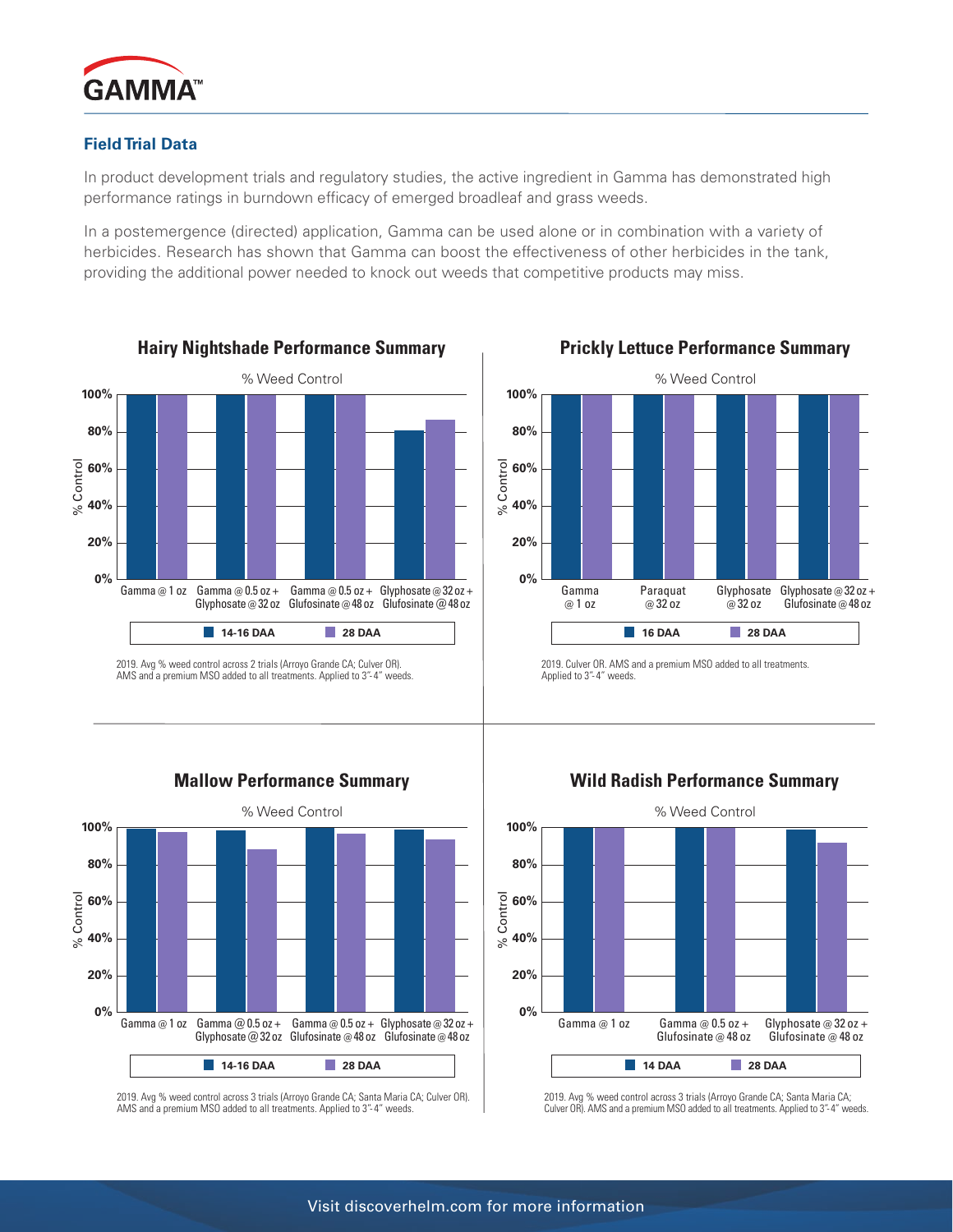# GAMMA™

## Field Trial Data

In product development trials and regulatory studies, the active ingredient in Gamma has demonstrated high performance ratings in burndown efficacy of emerged broadleaf and grass weeds.

In a postemergence (directed) application, Gamma can be used alone or in combination with a variety of herbicides. Research has shown that Gamma can boost the effectiveness of other herbicides in the tank, providing the additional power needed to knock out weeds that competitive products may miss.

### Hairy Nightshade Performance Summary

% Weed Control

Treatments: Gamma @ 1 oz; Gamma @ 0.5 oz + Glyphosate @ 32 oz; Gamma @ 0.5 oz + Glufosinate @ 48 oz; Glyphosate @ 32 oz + Glufosinate @ 48 oz

Legend: 14-16 DAA; 28 DAA

2019. Avg % weed control across 2 trials (Arroyo Grande CA; Culver OR). AMS and a premium MSO added to all treatments. Applied to 3"-4" weeds.

### Prickly Lettuce Performance Summary

% Weed Control

Treatments: Gamma @ 1 oz; Paraquat @ 32 oz; Glyphosate @ 32 oz; Glyphosate @ 32 oz + Glufosinate @ 48 oz

Legend: 16 DAA; 28 DAA

2019. Culver OR. AMS and a premium MSO added to all treatments. Applied to 3"-4" weeds.

### Mallow Performance Summary

% Weed Control

Treatments: Gamma @ 1 oz; Gamma @ 0.5 oz + Glyphosate @ 32 oz; Gamma @ 0.5 oz + Glufosinate @ 48 oz; Glyphosate @ 32 oz + Glufosinate @ 48 oz

Legend: 14-16 DAA; 28 DAA

2019. Avg % weed control across 3 trials (Arroyo Grande CA; Santa Maria CA; Culver OR). AMS and a premium MSO added to all treatments. Applied to 3"-4" weeds.

### Wild Radish Performance Summary

% Weed Control

Treatments: Gamma @ 1 oz; Gamma @ 0.5 oz + Glufosinate @ 48 oz; Glyphosate @ 32 oz + Glufosinate @ 48 oz

Legend: 14 DAA; 28 DAA

2019. Avg % weed control across 3 trials (Arroyo Grande CA; Santa Maria CA; Culver OR). AMS and a premium MSO added to all treatments. Applied to 3"-4" weeds.

Visit discoverhelm.com for more information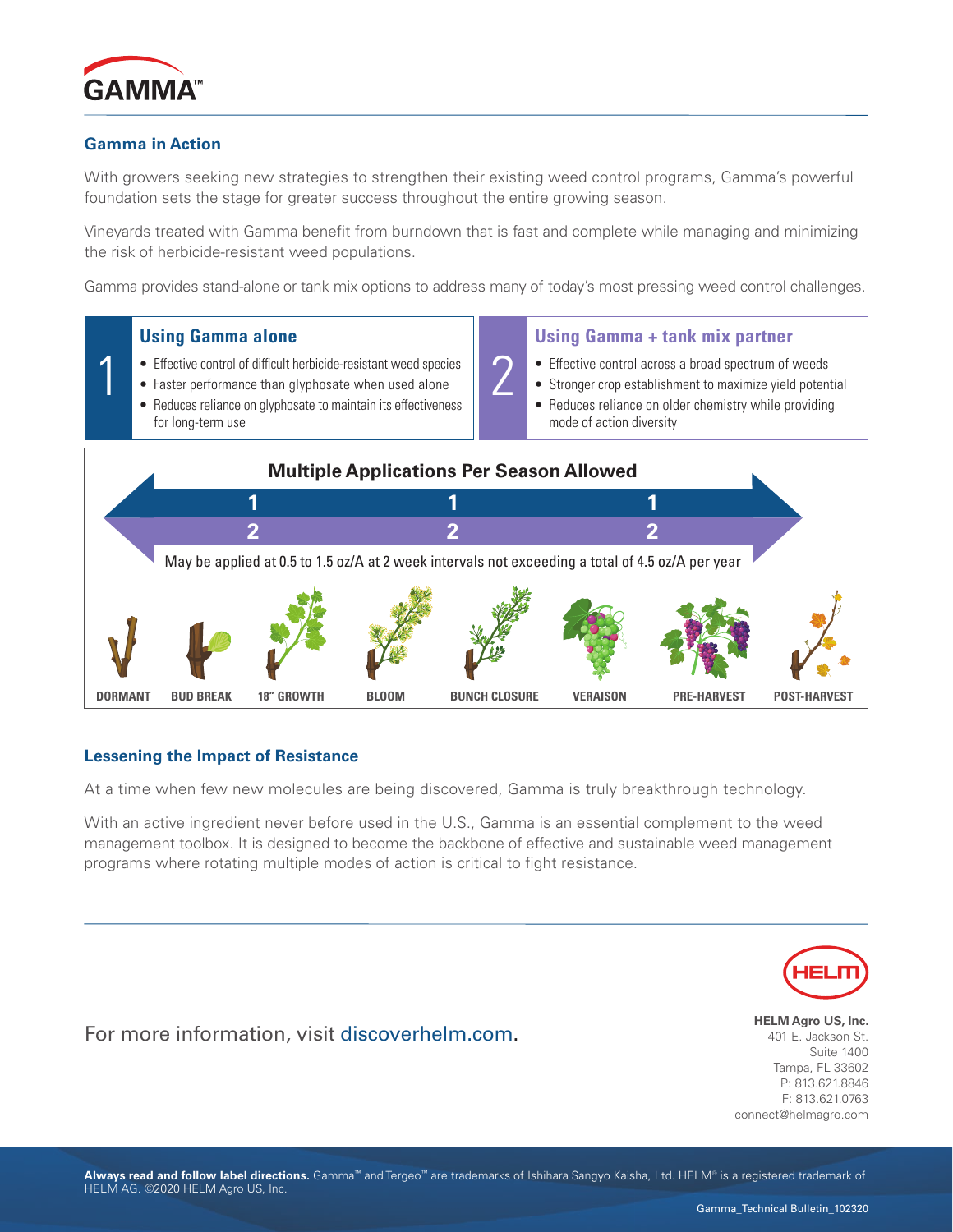GAMMA™

## Gamma in Action

With growers seeking new strategies to strengthen their existing weed control programs, Gamma's powerful foundation sets the stage for greater success throughout the entire growing season.

Vineyards treated with Gamma benefit from burndown that is fast and complete while managing and minimizing the risk of herbicide-resistant weed populations.

Gamma provides stand-alone or tank mix options to address many of today's most pressing weed control challenges.

### 1 Using Gamma alone

- Effective control of difficult herbicide-resistant weed species
- Faster performance than glyphosate when used alone
- Reduces reliance on glyphosate to maintain its effectiveness for long-term use

### 2 Using Gamma + tank mix partner

- Effective control across a broad spectrum of weeds
- Stronger crop establishment to maximize yield potential
- Reduces reliance on older chemistry while providing mode of action diversity

**Multiple Applications Per Season Allowed**

1 1 1

2 2 2

May be applied at 0.5 to 1.5 oz/A at 2 week intervals not exceeding a total of 4.5 oz/A per year

DORMANT BUD BREAK 18" GROWTH BLOOM BUNCH CLOSURE VERAISON PRE-HARVEST POST-HARVEST

## Lessening the Impact of Resistance

At a time when few new molecules are being discovered, Gamma is truly breakthrough technology.

With an active ingredient never before used in the U.S., Gamma is an essential complement to the weed management toolbox. It is designed to become the backbone of effective and sustainable weed management programs where rotating multiple modes of action is critical to fight resistance.

For more information, visit discoverhelm.com.

HELM

**HELM Agro US, Inc.**
401 E. Jackson St.
Suite 1400
Tampa, FL 33602
P: 813.621.8846
F: 813.621.0763
connect@helmagro.com

**Always read and follow label directions.** Gamma™ and Tergeo™ are trademarks of Ishihara Sangyo Kaisha, Ltd. HELM® is a registered trademark of HELM AG. ©2020 HELM Agro US, Inc.

Gamma_Technical Bulletin_102320